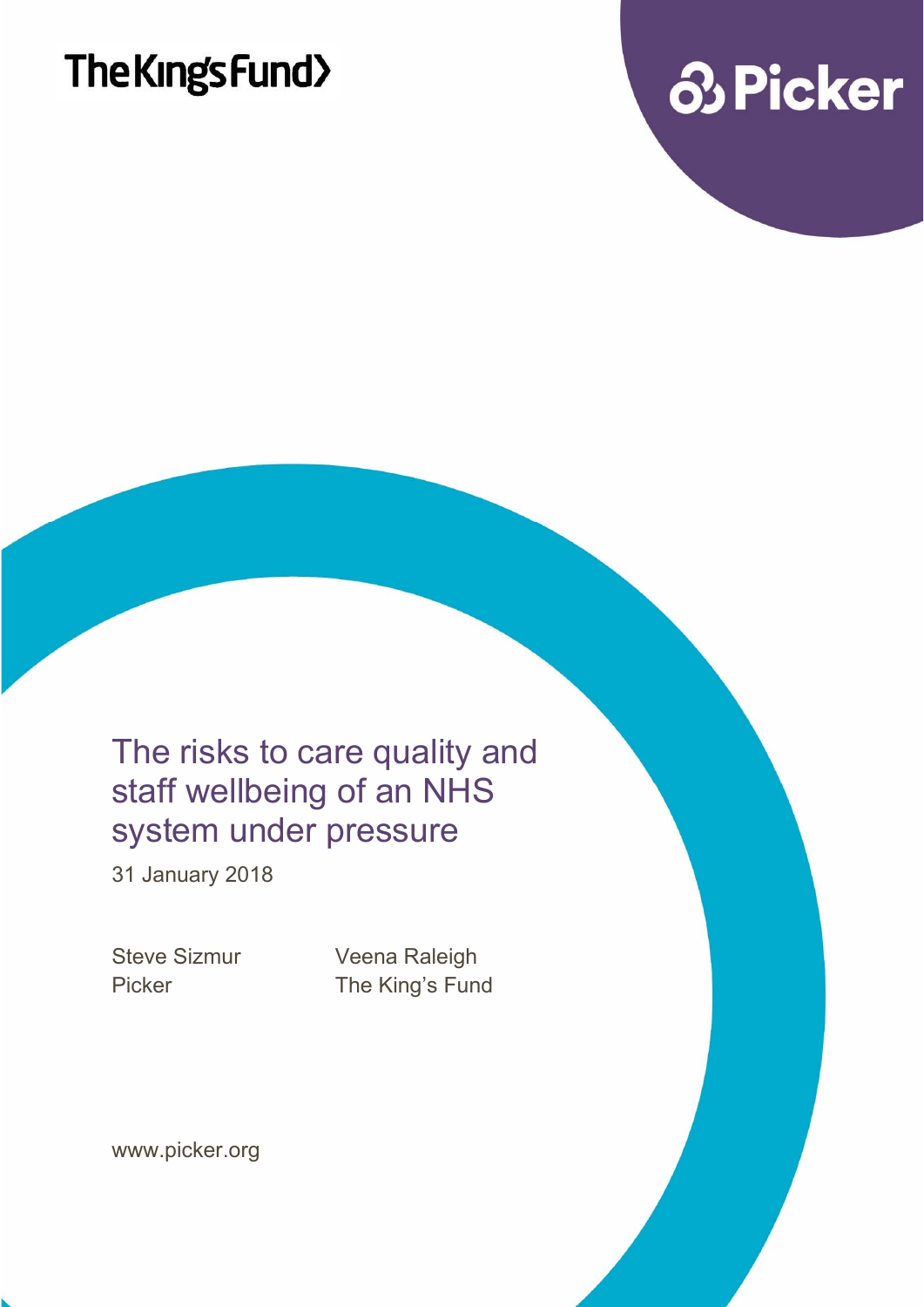The King's Fund

Picker

# The risks to care quality and staff wellbeing of an NHS system under pressure

31 January 2018

Steve Sizmur
Picker

Veena Raleigh
The King's Fund

www.picker.org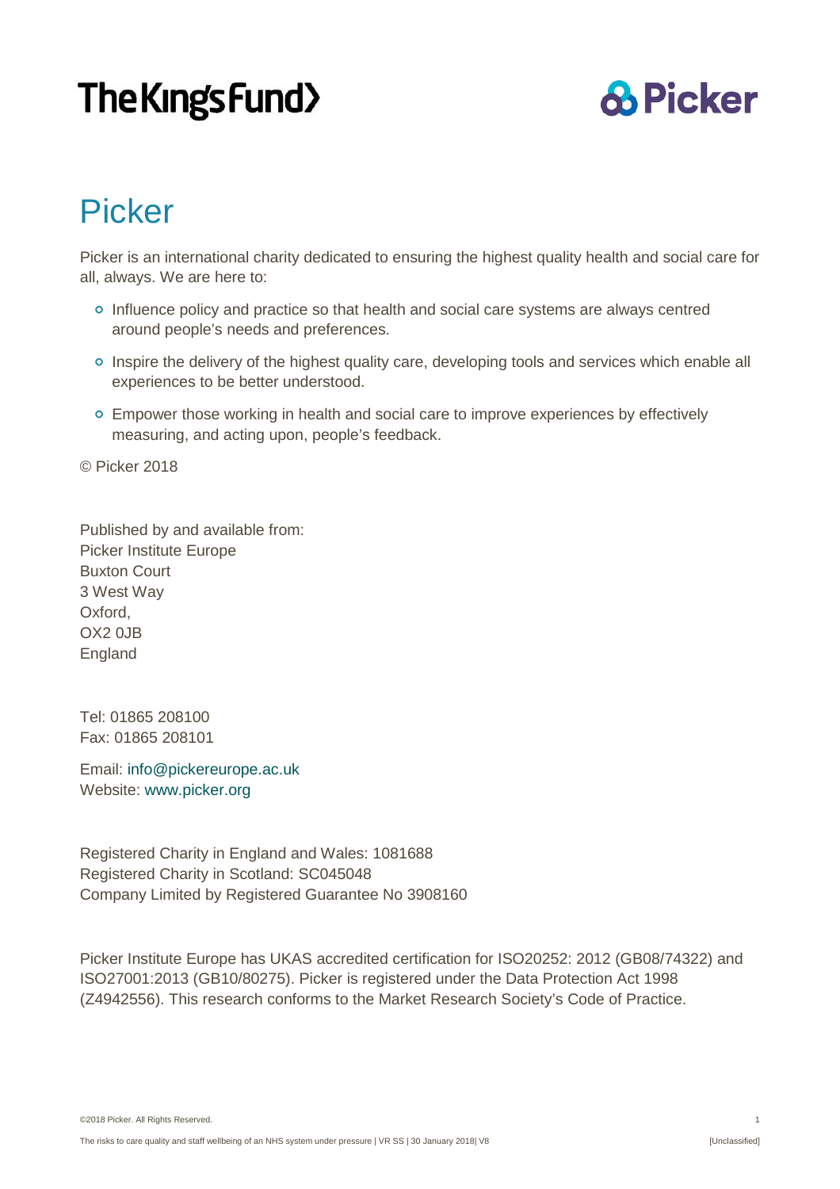# Picker

Picker is an international charity dedicated to ensuring the highest quality health and social care for all, always. We are here to:

- Influence policy and practice so that health and social care systems are always centred around people's needs and preferences.
- Inspire the delivery of the highest quality care, developing tools and services which enable all experiences to be better understood.
- Empower those working in health and social care to improve experiences by effectively measuring, and acting upon, people's feedback.

© Picker 2018

Published by and available from:
Picker Institute Europe
Buxton Court
3 West Way
Oxford,
OX2 0JB
England

Tel: 01865 208100
Fax: 01865 208101

Email: info@pickereurope.ac.uk
Website: www.picker.org

Registered Charity in England and Wales: 1081688
Registered Charity in Scotland: SC045048
Company Limited by Registered Guarantee No 3908160

Picker Institute Europe has UKAS accredited certification for ISO20252: 2012 (GB08/74322) and ISO27001:2013 (GB10/80275). Picker is registered under the Data Protection Act 1998 (Z4942556). This research conforms to the Market Research Society's Code of Practice.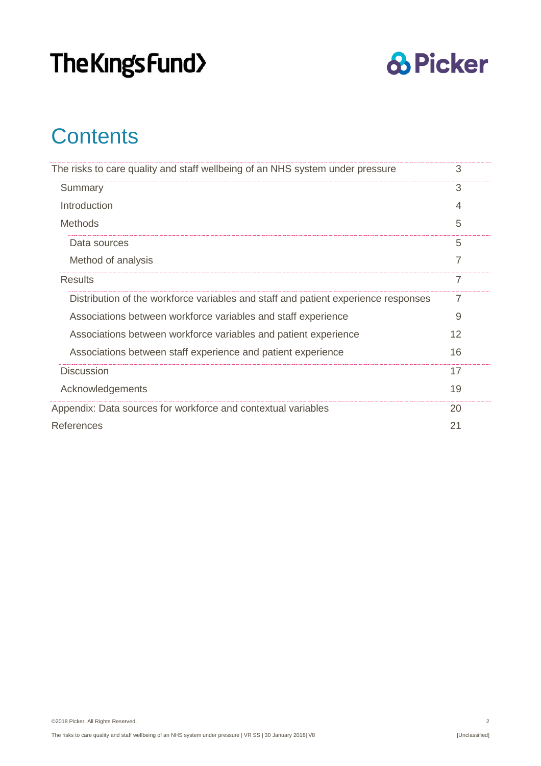# Contents

| | |
|---|---|
| The risks to care quality and staff wellbeing of an NHS system under pressure | 3 |
| Summary | 3 |
| Introduction | 4 |
| Methods | 5 |
| Data sources | 5 |
| Method of analysis | 7 |
| Results | 7 |
| Distribution of the workforce variables and staff and patient experience responses | 7 |
| Associations between workforce variables and staff experience | 9 |
| Associations between workforce variables and patient experience | 12 |
| Associations between staff experience and patient experience | 16 |
| Discussion | 17 |
| Acknowledgements | 19 |
| Appendix: Data sources for workforce and contextual variables | 20 |
| References | 21 |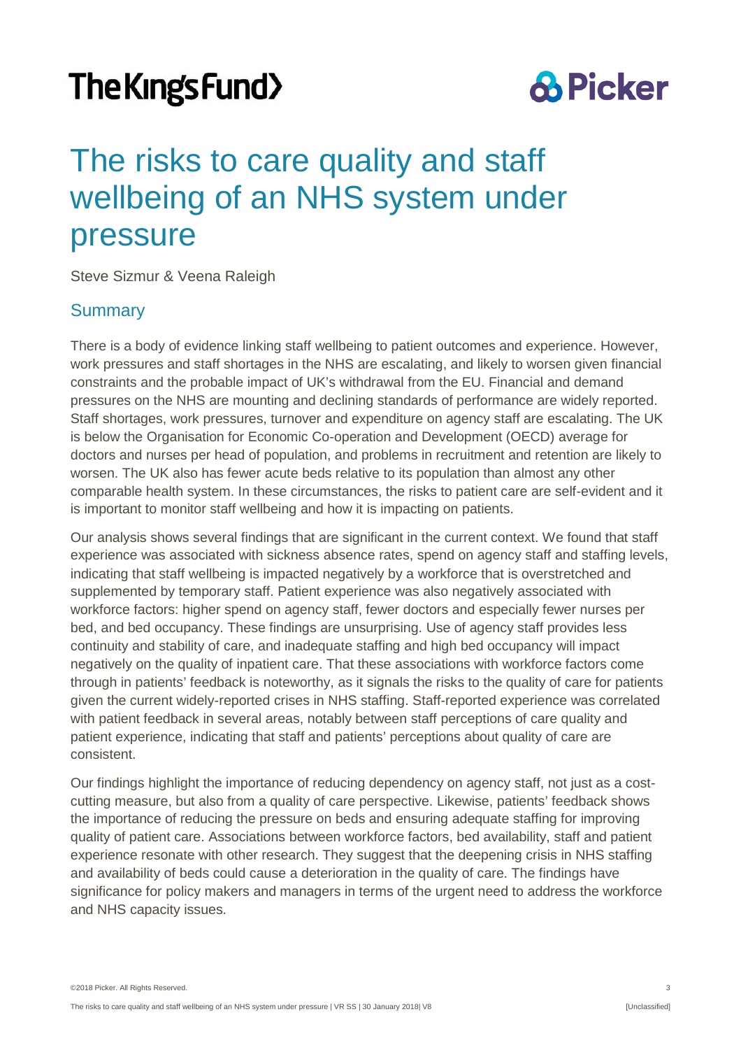The King's Fund

Picker

# The risks to care quality and staff wellbeing of an NHS system under pressure

Steve Sizmur & Veena Raleigh

## Summary

There is a body of evidence linking staff wellbeing to patient outcomes and experience. However, work pressures and staff shortages in the NHS are escalating, and likely to worsen given financial constraints and the probable impact of UK's withdrawal from the EU. Financial and demand pressures on the NHS are mounting and declining standards of performance are widely reported. Staff shortages, work pressures, turnover and expenditure on agency staff are escalating. The UK is below the Organisation for Economic Co-operation and Development (OECD) average for doctors and nurses per head of population, and problems in recruitment and retention are likely to worsen. The UK also has fewer acute beds relative to its population than almost any other comparable health system. In these circumstances, the risks to patient care are self-evident and it is important to monitor staff wellbeing and how it is impacting on patients.

Our analysis shows several findings that are significant in the current context. We found that staff experience was associated with sickness absence rates, spend on agency staff and staffing levels, indicating that staff wellbeing is impacted negatively by a workforce that is overstretched and supplemented by temporary staff. Patient experience was also negatively associated with workforce factors: higher spend on agency staff, fewer doctors and especially fewer nurses per bed, and bed occupancy. These findings are unsurprising. Use of agency staff provides less continuity and stability of care, and inadequate staffing and high bed occupancy will impact negatively on the quality of inpatient care. That these associations with workforce factors come through in patients' feedback is noteworthy, as it signals the risks to the quality of care for patients given the current widely-reported crises in NHS staffing. Staff-reported experience was correlated with patient feedback in several areas, notably between staff perceptions of care quality and patient experience, indicating that staff and patients' perceptions about quality of care are consistent.

Our findings highlight the importance of reducing dependency on agency staff, not just as a cost-cutting measure, but also from a quality of care perspective. Likewise, patients' feedback shows the importance of reducing the pressure on beds and ensuring adequate staffing for improving quality of patient care. Associations between workforce factors, bed availability, staff and patient experience resonate with other research. They suggest that the deepening crisis in NHS staffing and availability of beds could cause a deterioration in the quality of care. The findings have significance for policy makers and managers in terms of the urgent need to address the workforce and NHS capacity issues.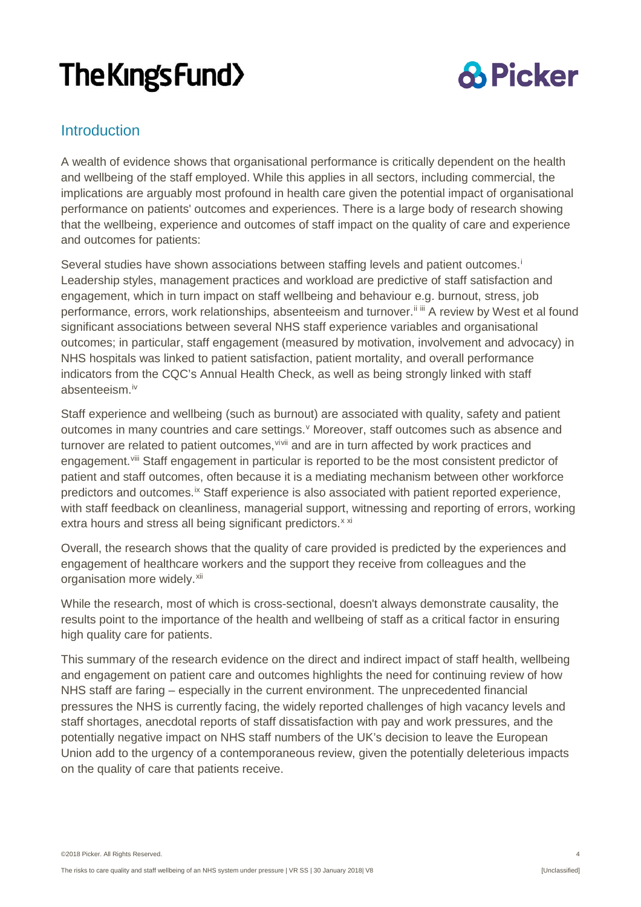## Introduction

A wealth of evidence shows that organisational performance is critically dependent on the health and wellbeing of the staff employed. While this applies in all sectors, including commercial, the implications are arguably most profound in health care given the potential impact of organisational performance on patients' outcomes and experiences. There is a large body of research showing that the wellbeing, experience and outcomes of staff impact on the quality of care and experience and outcomes for patients:

Several studies have shown associations between staffing levels and patient outcomes.[i] Leadership styles, management practices and workload are predictive of staff satisfaction and engagement, which in turn impact on staff wellbeing and behaviour e.g. burnout, stress, job performance, errors, work relationships, absenteeism and turnover.[ii iii] A review by West et al found significant associations between several NHS staff experience variables and organisational outcomes; in particular, staff engagement (measured by motivation, involvement and advocacy) in NHS hospitals was linked to patient satisfaction, patient mortality, and overall performance indicators from the CQC's Annual Health Check, as well as being strongly linked with staff absenteeism.[iv]

Staff experience and wellbeing (such as burnout) are associated with quality, safety and patient outcomes in many countries and care settings.[v] Moreover, staff outcomes such as absence and turnover are related to patient outcomes,[vi vii] and are in turn affected by work practices and engagement.[viii] Staff engagement in particular is reported to be the most consistent predictor of patient and staff outcomes, often because it is a mediating mechanism between other workforce predictors and outcomes.[ix] Staff experience is also associated with patient reported experience, with staff feedback on cleanliness, managerial support, witnessing and reporting of errors, working extra hours and stress all being significant predictors.[x xi]

Overall, the research shows that the quality of care provided is predicted by the experiences and engagement of healthcare workers and the support they receive from colleagues and the organisation more widely.[xii]

While the research, most of which is cross-sectional, doesn't always demonstrate causality, the results point to the importance of the health and wellbeing of staff as a critical factor in ensuring high quality care for patients.

This summary of the research evidence on the direct and indirect impact of staff health, wellbeing and engagement on patient care and outcomes highlights the need for continuing review of how NHS staff are faring – especially in the current environment. The unprecedented financial pressures the NHS is currently facing, the widely reported challenges of high vacancy levels and staff shortages, anecdotal reports of staff dissatisfaction with pay and work pressures, and the potentially negative impact on NHS staff numbers of the UK's decision to leave the European Union add to the urgency of a contemporaneous review, given the potentially deleterious impacts on the quality of care that patients receive.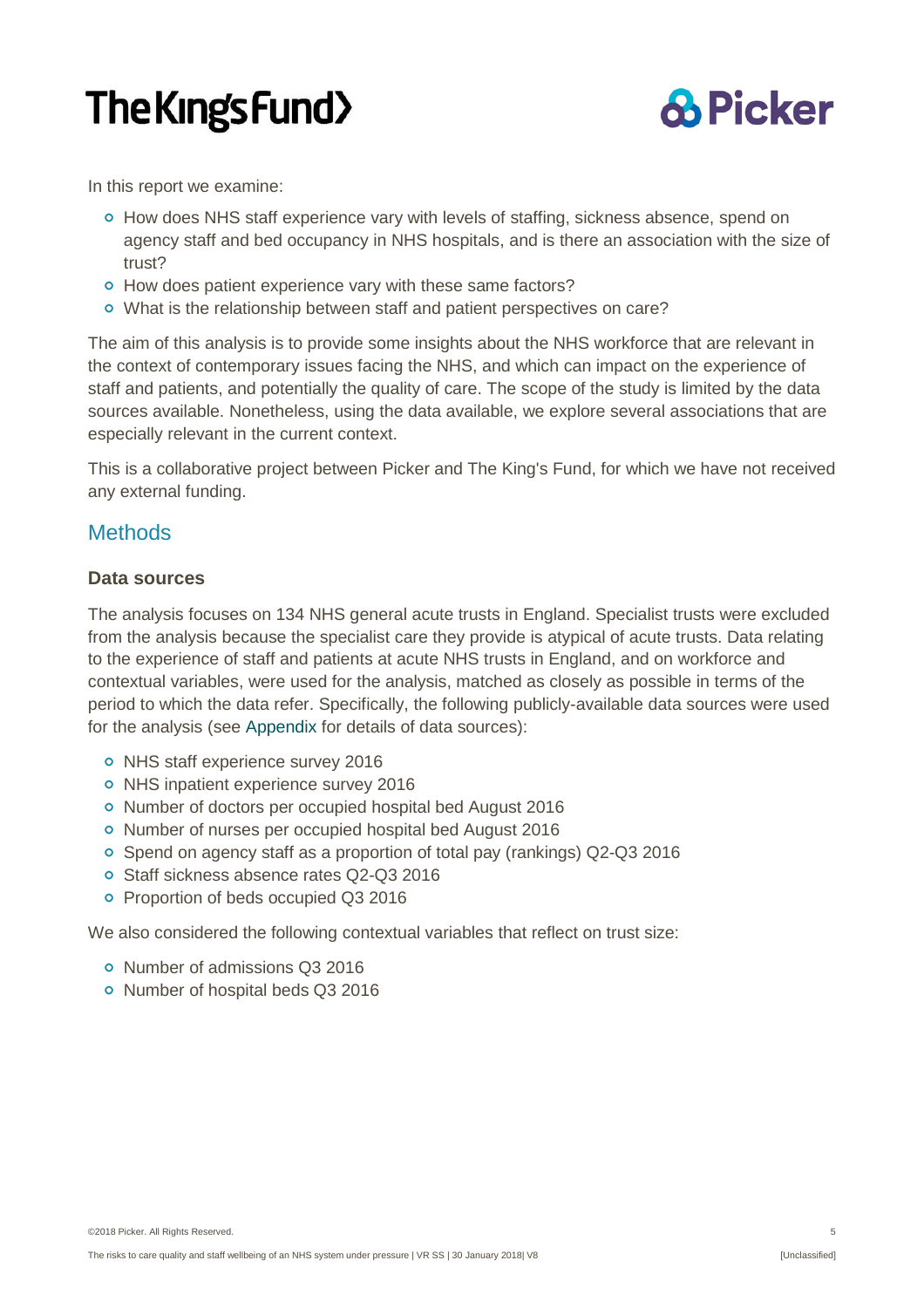In this report we examine:

- How does NHS staff experience vary with levels of staffing, sickness absence, spend on agency staff and bed occupancy in NHS hospitals, and is there an association with the size of trust?
- How does patient experience vary with these same factors?
- What is the relationship between staff and patient perspectives on care?

The aim of this analysis is to provide some insights about the NHS workforce that are relevant in the context of contemporary issues facing the NHS, and which can impact on the experience of staff and patients, and potentially the quality of care. The scope of the study is limited by the data sources available. Nonetheless, using the data available, we explore several associations that are especially relevant in the current context.

This is a collaborative project between Picker and The King's Fund, for which we have not received any external funding.

## Methods

### Data sources

The analysis focuses on 134 NHS general acute trusts in England. Specialist trusts were excluded from the analysis because the specialist care they provide is atypical of acute trusts. Data relating to the experience of staff and patients at acute NHS trusts in England, and on workforce and contextual variables, were used for the analysis, matched as closely as possible in terms of the period to which the data refer. Specifically, the following publicly-available data sources were used for the analysis (see Appendix for details of data sources):

- NHS staff experience survey 2016
- NHS inpatient experience survey 2016
- Number of doctors per occupied hospital bed August 2016
- Number of nurses per occupied hospital bed August 2016
- Spend on agency staff as a proportion of total pay (rankings) Q2-Q3 2016
- Staff sickness absence rates Q2-Q3 2016
- Proportion of beds occupied Q3 2016

We also considered the following contextual variables that reflect on trust size:

- Number of admissions Q3 2016
- Number of hospital beds Q3 2016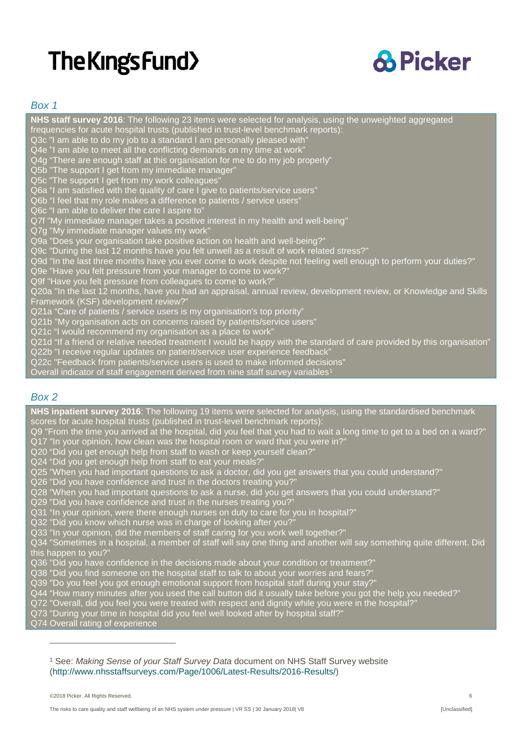*Box 1*

**NHS staff survey 2016**: The following 23 items were selected for analysis, using the unweighted aggregated frequencies for acute hospital trusts (published in trust-level benchmark reports):
Q3c "I am able to do my job to a standard I am personally pleased with"
Q4e "I am able to meet all the conflicting demands on my time at work"
Q4g "There are enough staff at this organisation for me to do my job properly"
Q5b "The support I get from my immediate manager"
Q5c "The support I get from my work colleagues"
Q6a "I am satisfied with the quality of care I give to patients/service users"
Q6b "I feel that my role makes a difference to patients / service users"
Q6c "I am able to deliver the care I aspire to"
Q7f "My immediate manager takes a positive interest in my health and well-being"
Q7g "My immediate manager values my work"
Q9a "Does your organisation take positive action on health and well-being?"
Q9c "During the last 12 months have you felt unwell as a result of work related stress?"
Q9d "In the last three months have you ever come to work despite not feeling well enough to perform your duties?"
Q9e "Have you felt pressure from your manager to come to work?"
Q9f "Have you felt pressure from colleagues to come to work?"
Q20a "In the last 12 months, have you had an appraisal, annual review, development review, or Knowledge and Skills Framework (KSF) development review?"
Q21a "Care of patients / service users is my organisation's top priority"
Q21b "My organisation acts on concerns raised by patients/service users"
Q21c "I would recommend my organisation as a place to work"
Q21d "If a friend or relative needed treatment I would be happy with the standard of care provided by this organisation"
Q22b "I receive regular updates on patient/service user experience feedback"
Q22c "Feedback from patients/service users is used to make informed decisions"
Overall indicator of staff engagement derived from nine staff survey variables[1]

*Box 2*

**NHS inpatient survey 2016**: The following 19 items were selected for analysis, using the standardised benchmark scores for acute hospital trusts (published in trust-level benchmark reports):
Q9 "From the time you arrived at the hospital, did you feel that you had to wait a long time to get to a bed on a ward?"
Q17 "In your opinion, how clean was the hospital room or ward that you were in?"
Q20 "Did you get enough help from staff to wash or keep yourself clean?"
Q24 "Did you get enough help from staff to eat your meals?"
Q25 "When you had important questions to ask a doctor, did you get answers that you could understand?"
Q26 "Did you have confidence and trust in the doctors treating you?"
Q28 "When you had important questions to ask a nurse, did you get answers that you could understand?"
Q29 "Did you have confidence and trust in the nurses treating you?"
Q31 "In your opinion, were there enough nurses on duty to care for you in hospital?"
Q32 "Did you know which nurse was in charge of looking after you?"
Q33 "In your opinion, did the members of staff caring for you work well together?"
Q34 "Sometimes in a hospital, a member of staff will say one thing and another will say something quite different. Did this happen to you?"
Q36 "Did you have confidence in the decisions made about your condition or treatment?"
Q38 "Did you find someone on the hospital staff to talk to about your worries and fears?"
Q39 "Do you feel you got enough emotional support from hospital staff during your stay?"
Q44 "How many minutes after you used the call button did it usually take before you got the help you needed?"
Q72 "Overall, did you feel you were treated with respect and dignity while you were in the hospital?"
Q73 "During your time in hospital did you feel well looked after by hospital staff?"
Q74 Overall rating of experience

---

[1] See: *Making Sense of your Staff Survey Data* document on NHS Staff Survey website (http://www.nhsstaffsurveys.com/Page/1006/Latest-Results/2016-Results/)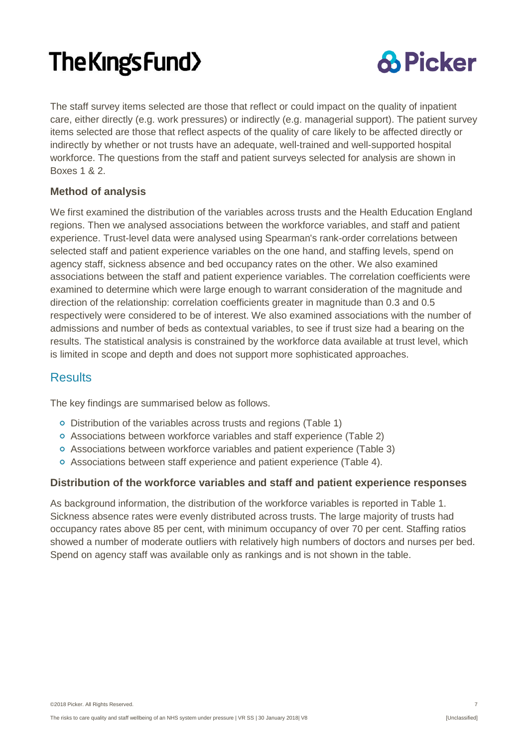The staff survey items selected are those that reflect or could impact on the quality of inpatient care, either directly (e.g. work pressures) or indirectly (e.g. managerial support). The patient survey items selected are those that reflect aspects of the quality of care likely to be affected directly or indirectly by whether or not trusts have an adequate, well-trained and well-supported hospital workforce. The questions from the staff and patient surveys selected for analysis are shown in Boxes 1 & 2.

### Method of analysis

We first examined the distribution of the variables across trusts and the Health Education England regions. Then we analysed associations between the workforce variables, and staff and patient experience. Trust-level data were analysed using Spearman's rank-order correlations between selected staff and patient experience variables on the one hand, and staffing levels, spend on agency staff, sickness absence and bed occupancy rates on the other. We also examined associations between the staff and patient experience variables. The correlation coefficients were examined to determine which were large enough to warrant consideration of the magnitude and direction of the relationship: correlation coefficients greater in magnitude than 0.3 and 0.5 respectively were considered to be of interest. We also examined associations with the number of admissions and number of beds as contextual variables, to see if trust size had a bearing on the results. The statistical analysis is constrained by the workforce data available at trust level, which is limited in scope and depth and does not support more sophisticated approaches.

## Results

The key findings are summarised below as follows.

- Distribution of the variables across trusts and regions (Table 1)
- Associations between workforce variables and staff experience (Table 2)
- Associations between workforce variables and patient experience (Table 3)
- Associations between staff experience and patient experience (Table 4).

### Distribution of the workforce variables and staff and patient experience responses

As background information, the distribution of the workforce variables is reported in Table 1. Sickness absence rates were evenly distributed across trusts. The large majority of trusts had occupancy rates above 85 per cent, with minimum occupancy of over 70 per cent. Staffing ratios showed a number of moderate outliers with relatively high numbers of doctors and nurses per bed. Spend on agency staff was available only as rankings and is not shown in the table.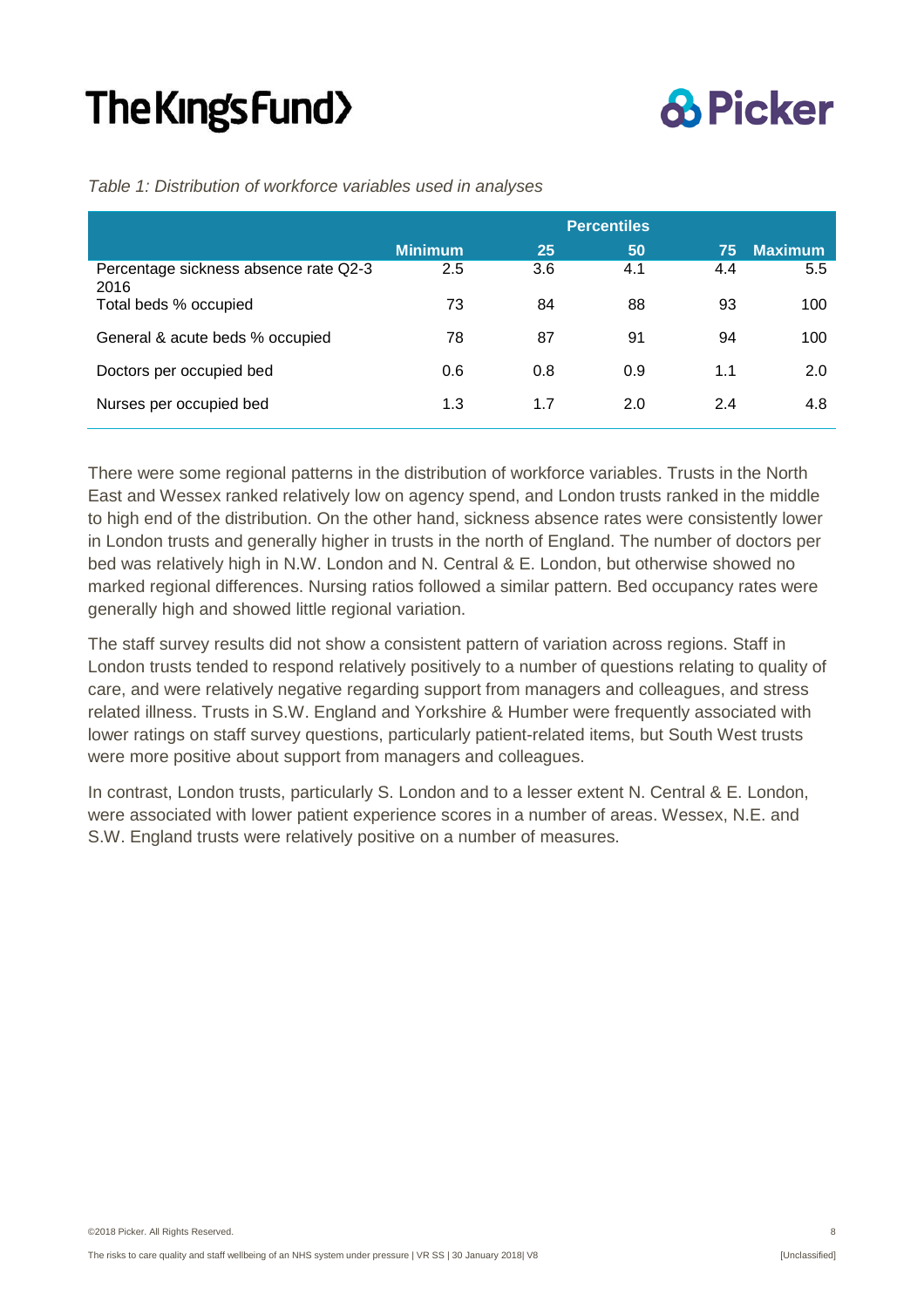*Table 1: Distribution of workforce variables used in analyses*

| | Minimum | Percentiles 25 | 50 | 75 | Maximum |
|---|---|---|---|---|---|
| Percentage sickness absence rate Q2-3 2016 | 2.5 | 3.6 | 4.1 | 4.4 | 5.5 |
| Total beds % occupied | 73 | 84 | 88 | 93 | 100 |
| General & acute beds % occupied | 78 | 87 | 91 | 94 | 100 |
| Doctors per occupied bed | 0.6 | 0.8 | 0.9 | 1.1 | 2.0 |
| Nurses per occupied bed | 1.3 | 1.7 | 2.0 | 2.4 | 4.8 |

There were some regional patterns in the distribution of workforce variables. Trusts in the North East and Wessex ranked relatively low on agency spend, and London trusts ranked in the middle to high end of the distribution. On the other hand, sickness absence rates were consistently lower in London trusts and generally higher in trusts in the north of England. The number of doctors per bed was relatively high in N.W. London and N. Central & E. London, but otherwise showed no marked regional differences. Nursing ratios followed a similar pattern. Bed occupancy rates were generally high and showed little regional variation.

The staff survey results did not show a consistent pattern of variation across regions. Staff in London trusts tended to respond relatively positively to a number of questions relating to quality of care, and were relatively negative regarding support from managers and colleagues, and stress related illness. Trusts in S.W. England and Yorkshire & Humber were frequently associated with lower ratings on staff survey questions, particularly patient-related items, but South West trusts were more positive about support from managers and colleagues.

In contrast, London trusts, particularly S. London and to a lesser extent N. Central & E. London, were associated with lower patient experience scores in a number of areas. Wessex, N.E. and S.W. England trusts were relatively positive on a number of measures.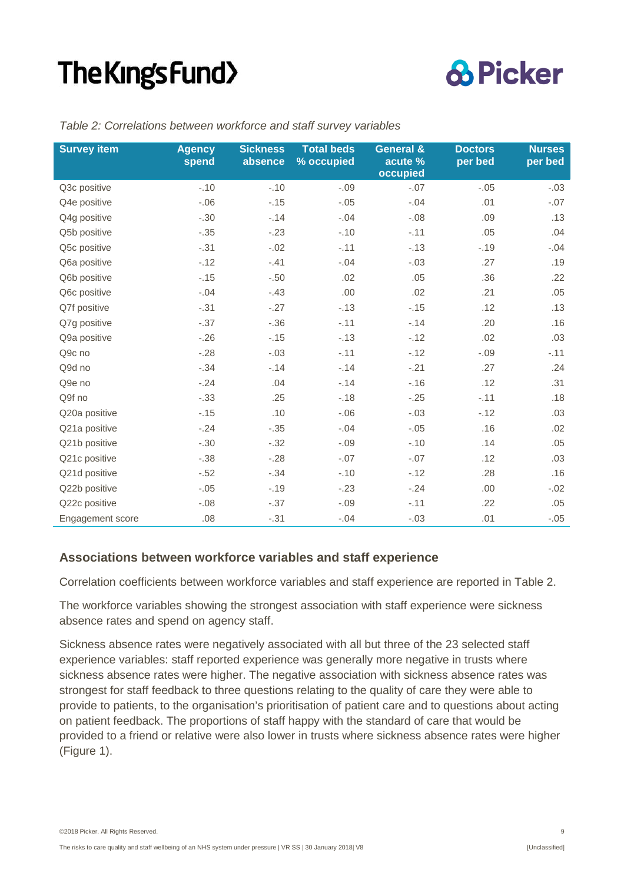*Table 2: Correlations between workforce and staff survey variables*

| Survey item | Agency spend | Sickness absence | Total beds % occupied | General & acute % occupied | Doctors per bed | Nurses per bed |
|---|---|---|---|---|---|---|
| Q3c positive | -.10 | -.10 | -.09 | -.07 | -.05 | -.03 |
| Q4e positive | -.06 | -.15 | -.05 | -.04 | .01 | -.07 |
| Q4g positive | -.30 | -.14 | -.04 | -.08 | .09 | .13 |
| Q5b positive | -.35 | -.23 | -.10 | -.11 | .05 | .04 |
| Q5c positive | -.31 | -.02 | -.11 | -.13 | -.19 | -.04 |
| Q6a positive | -.12 | -.41 | -.04 | -.03 | .27 | .19 |
| Q6b positive | -.15 | -.50 | .02 | .05 | .36 | .22 |
| Q6c positive | -.04 | -.43 | .00 | .02 | .21 | .05 |
| Q7f positive | -.31 | -.27 | -.13 | -.15 | .12 | .13 |
| Q7g positive | -.37 | -.36 | -.11 | -.14 | .20 | .16 |
| Q9a positive | -.26 | -.15 | -.13 | -.12 | .02 | .03 |
| Q9c no | -.28 | -.03 | -.11 | -.12 | -.09 | -.11 |
| Q9d no | -.34 | -.14 | -.14 | -.21 | .27 | .24 |
| Q9e no | -.24 | .04 | -.14 | -.16 | .12 | .31 |
| Q9f no | -.33 | .25 | -.18 | -.25 | -.11 | .18 |
| Q20a positive | -.15 | .10 | -.06 | -.03 | -.12 | .03 |
| Q21a positive | -.24 | -.35 | -.04 | -.05 | .16 | .02 |
| Q21b positive | -.30 | -.32 | -.09 | -.10 | .14 | .05 |
| Q21c positive | -.38 | -.28 | -.07 | -.07 | .12 | .03 |
| Q21d positive | -.52 | -.34 | -.10 | -.12 | .28 | .16 |
| Q22b positive | -.05 | -.19 | -.23 | -.24 | .00 | -.02 |
| Q22c positive | -.08 | -.37 | -.09 | -.11 | .22 | .05 |
| Engagement score | .08 | -.31 | -.04 | -.03 | .01 | -.05 |

### Associations between workforce variables and staff experience

Correlation coefficients between workforce variables and staff experience are reported in Table 2.

The workforce variables showing the strongest association with staff experience were sickness absence rates and spend on agency staff.

Sickness absence rates were negatively associated with all but three of the 23 selected staff experience variables: staff reported experience was generally more negative in trusts where sickness absence rates were higher. The negative association with sickness absence rates was strongest for staff feedback to three questions relating to the quality of care they were able to provide to patients, to the organisation's prioritisation of patient care and to questions about acting on patient feedback. The proportions of staff happy with the standard of care that would be provided to a friend or relative were also lower in trusts where sickness absence rates were higher (Figure 1).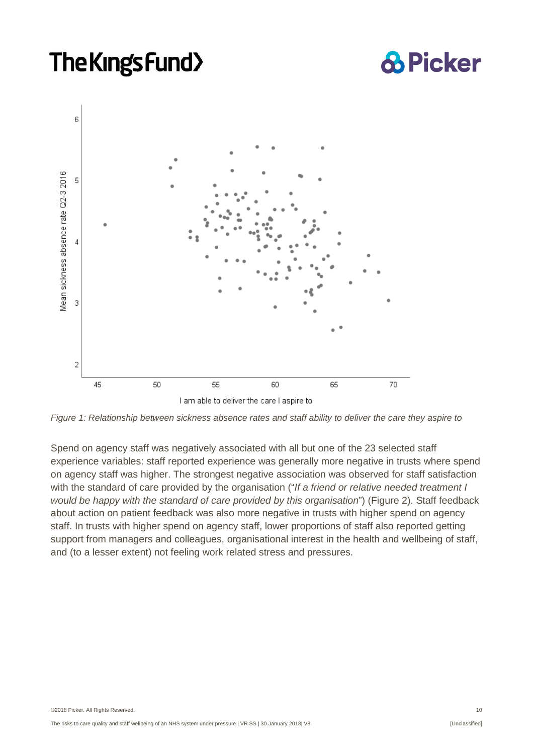*Figure 1: Relationship between sickness absence rates and staff ability to deliver the care they aspire to*

Spend on agency staff was negatively associated with all but one of the 23 selected staff experience variables: staff reported experience was generally more negative in trusts where spend on agency staff was higher. The strongest negative association was observed for staff satisfaction with the standard of care provided by the organisation ("*If a friend or relative needed treatment I would be happy with the standard of care provided by this organisation*") (Figure 2). Staff feedback about action on patient feedback was also more negative in trusts with higher spend on agency staff. In trusts with higher spend on agency staff, lower proportions of staff also reported getting support from managers and colleagues, organisational interest in the health and wellbeing of staff, and (to a lesser extent) not feeling work related stress and pressures.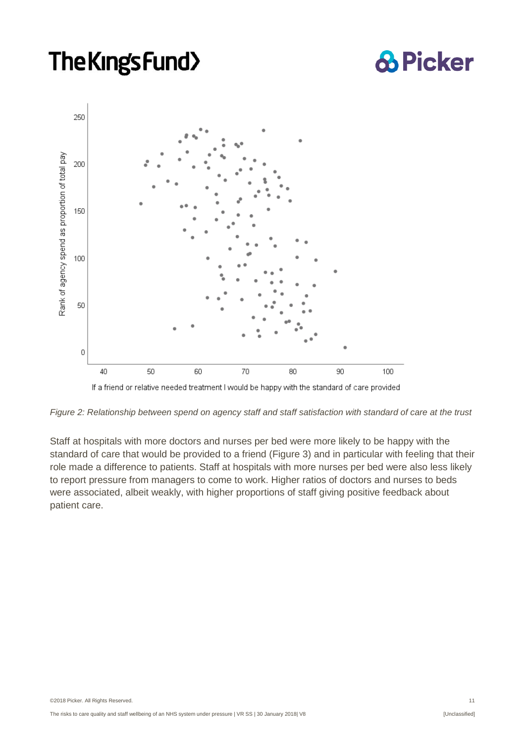*Figure 2: Relationship between spend on agency staff and staff satisfaction with standard of care at the trust*

Staff at hospitals with more doctors and nurses per bed were more likely to be happy with the standard of care that would be provided to a friend (Figure 3) and in particular with feeling that their role made a difference to patients. Staff at hospitals with more nurses per bed were also less likely to report pressure from managers to come to work. Higher ratios of doctors and nurses to beds were associated, albeit weakly, with higher proportions of staff giving positive feedback about patient care.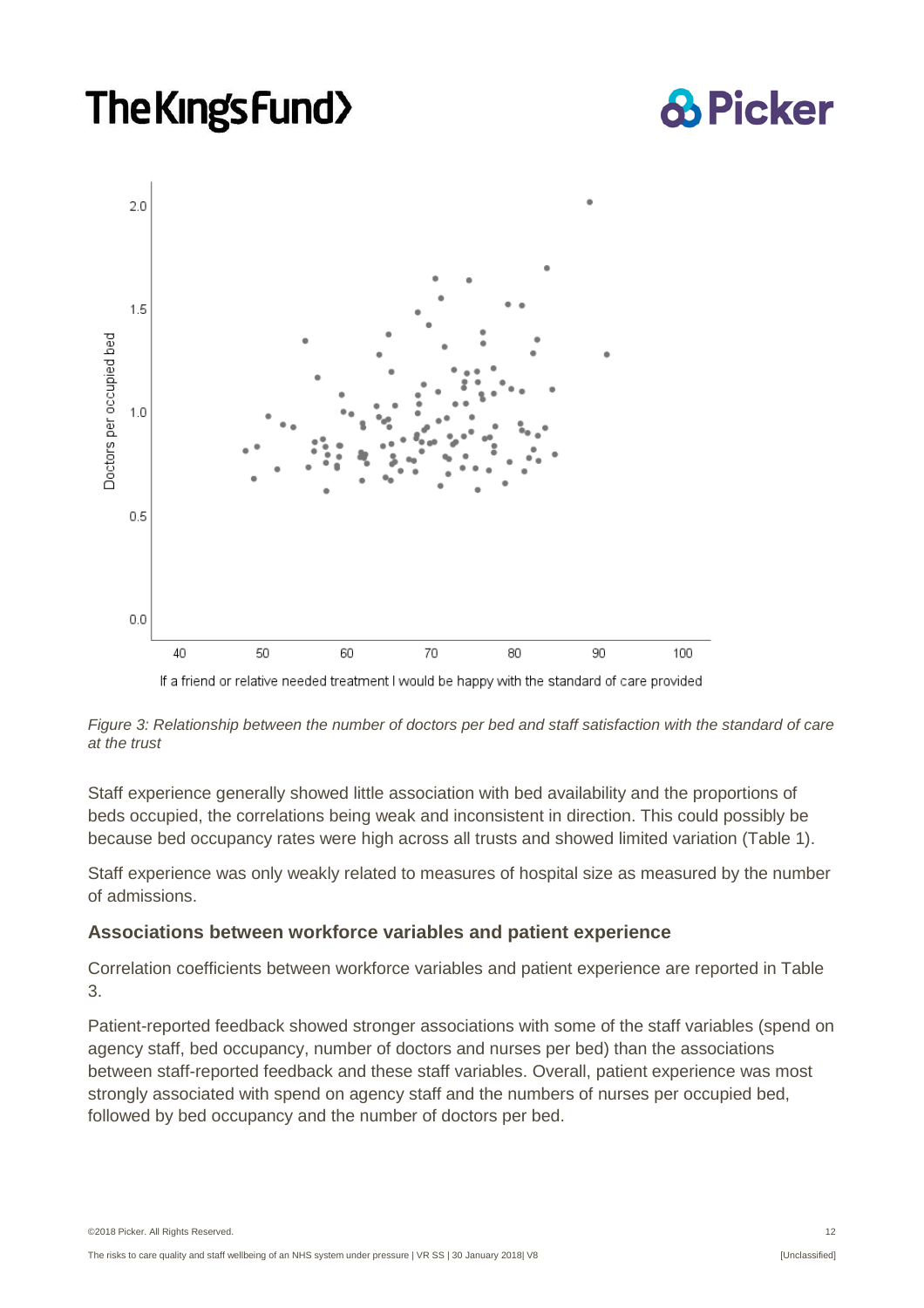*Figure 3: Relationship between the number of doctors per bed and staff satisfaction with the standard of care at the trust*

Staff experience generally showed little association with bed availability and the proportions of beds occupied, the correlations being weak and inconsistent in direction. This could possibly be because bed occupancy rates were high across all trusts and showed limited variation (Table 1).

Staff experience was only weakly related to measures of hospital size as measured by the number of admissions.

### Associations between workforce variables and patient experience

Correlation coefficients between workforce variables and patient experience are reported in Table 3.

Patient-reported feedback showed stronger associations with some of the staff variables (spend on agency staff, bed occupancy, number of doctors and nurses per bed) than the associations between staff-reported feedback and these staff variables. Overall, patient experience was most strongly associated with spend on agency staff and the numbers of nurses per occupied bed, followed by bed occupancy and the number of doctors per bed.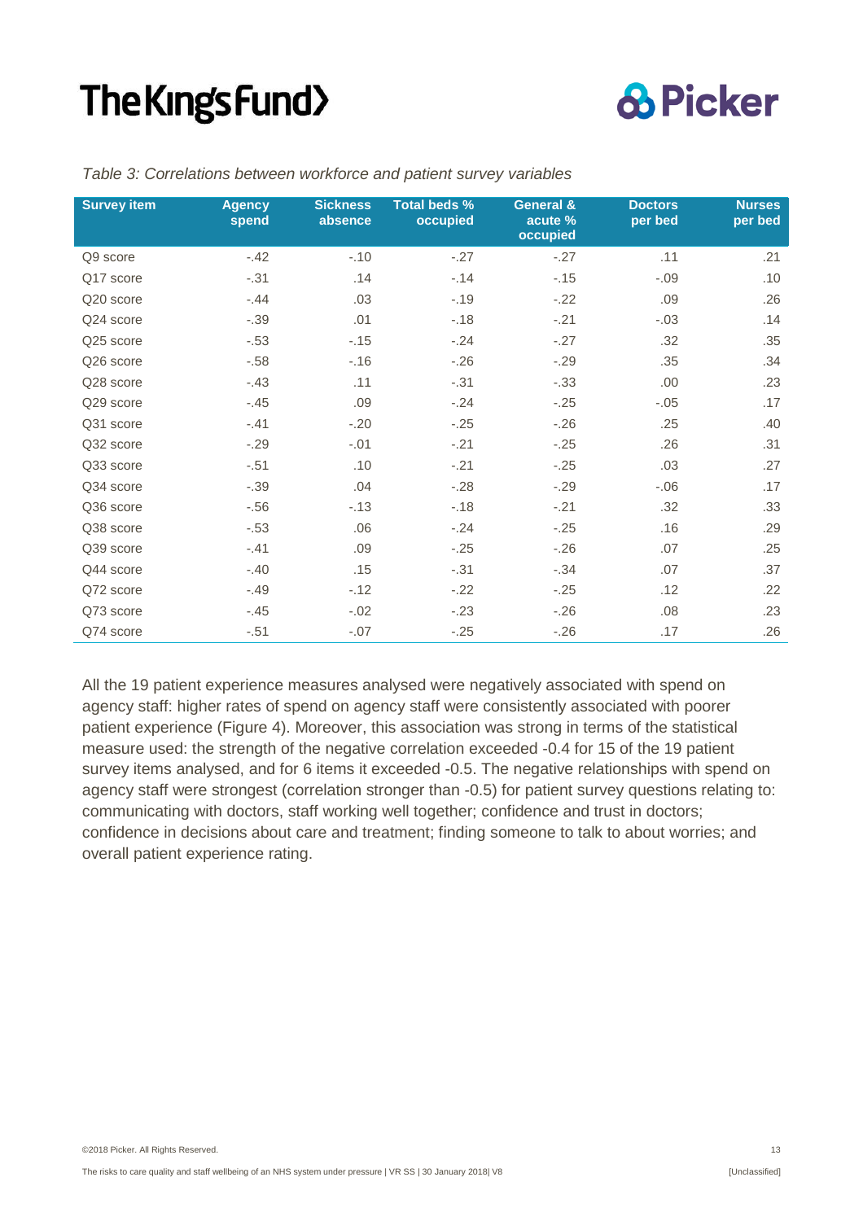*Table 3: Correlations between workforce and patient survey variables*

| Survey item | Agency spend | Sickness absence | Total beds % occupied | General & acute % occupied | Doctors per bed | Nurses per bed |
|---|---|---|---|---|---|---|
| Q9 score | -.42 | -.10 | -.27 | -.27 | .11 | .21 |
| Q17 score | -.31 | .14 | -.14 | -.15 | -.09 | .10 |
| Q20 score | -.44 | .03 | -.19 | -.22 | .09 | .26 |
| Q24 score | -.39 | .01 | -.18 | -.21 | -.03 | .14 |
| Q25 score | -.53 | -.15 | -.24 | -.27 | .32 | .35 |
| Q26 score | -.58 | -.16 | -.26 | -.29 | .35 | .34 |
| Q28 score | -.43 | .11 | -.31 | -.33 | .00 | .23 |
| Q29 score | -.45 | .09 | -.24 | -.25 | -.05 | .17 |
| Q31 score | -.41 | -.20 | -.25 | -.26 | .25 | .40 |
| Q32 score | -.29 | -.01 | -.21 | -.25 | .26 | .31 |
| Q33 score | -.51 | .10 | -.21 | -.25 | .03 | .27 |
| Q34 score | -.39 | .04 | -.28 | -.29 | -.06 | .17 |
| Q36 score | -.56 | -.13 | -.18 | -.21 | .32 | .33 |
| Q38 score | -.53 | .06 | -.24 | -.25 | .16 | .29 |
| Q39 score | -.41 | .09 | -.25 | -.26 | .07 | .25 |
| Q44 score | -.40 | .15 | -.31 | -.34 | .07 | .37 |
| Q72 score | -.49 | -.12 | -.22 | -.25 | .12 | .22 |
| Q73 score | -.45 | -.02 | -.23 | -.26 | .08 | .23 |
| Q74 score | -.51 | -.07 | -.25 | -.26 | .17 | .26 |

All the 19 patient experience measures analysed were negatively associated with spend on agency staff: higher rates of spend on agency staff were consistently associated with poorer patient experience (Figure 4). Moreover, this association was strong in terms of the statistical measure used: the strength of the negative correlation exceeded -0.4 for 15 of the 19 patient survey items analysed, and for 6 items it exceeded -0.5. The negative relationships with spend on agency staff were strongest (correlation stronger than -0.5) for patient survey questions relating to: communicating with doctors, staff working well together; confidence and trust in doctors; confidence in decisions about care and treatment; finding someone to talk to about worries; and overall patient experience rating.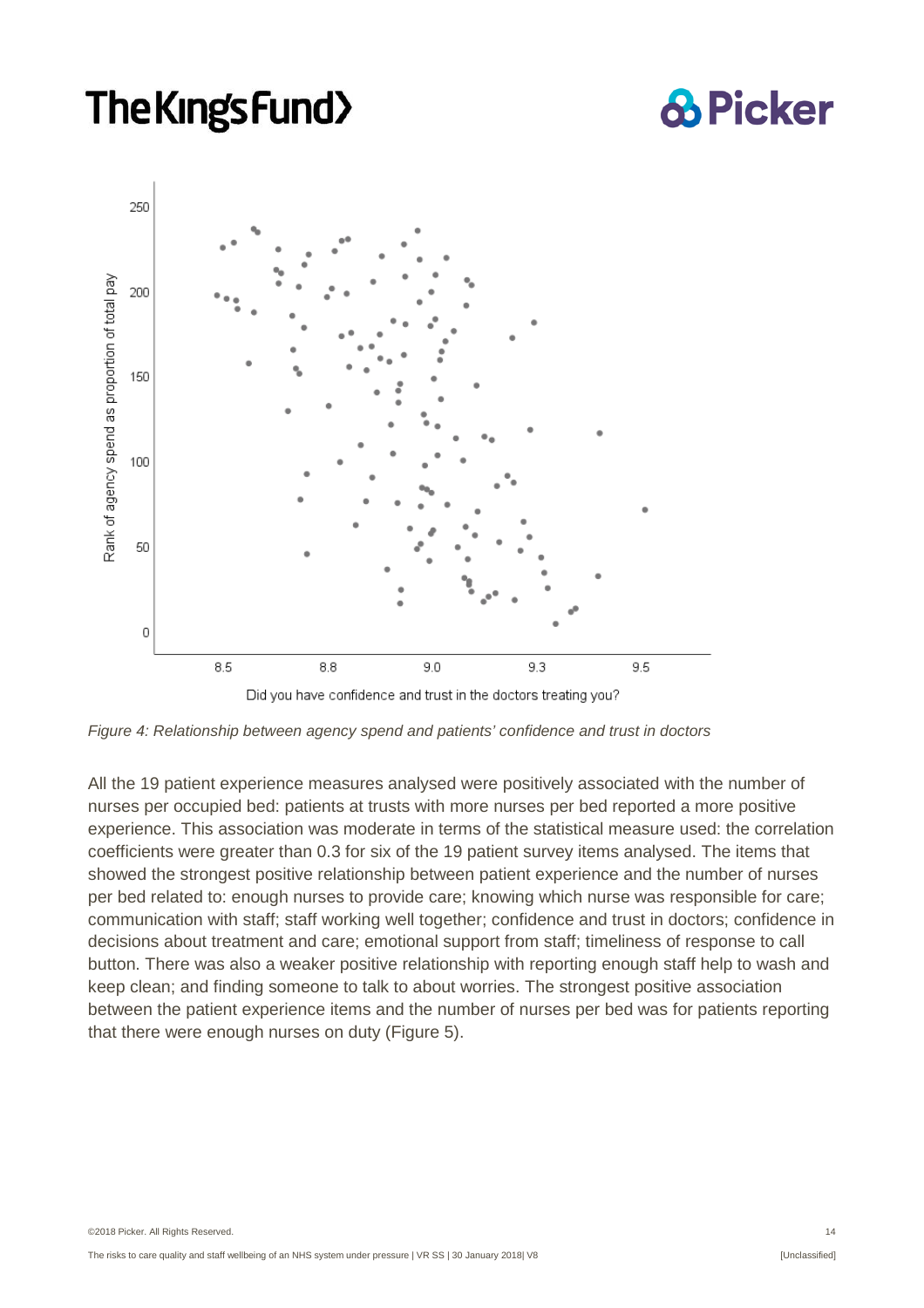*Figure 4: Relationship between agency spend and patients' confidence and trust in doctors*

All the 19 patient experience measures analysed were positively associated with the number of nurses per occupied bed: patients at trusts with more nurses per bed reported a more positive experience. This association was moderate in terms of the statistical measure used: the correlation coefficients were greater than 0.3 for six of the 19 patient survey items analysed. The items that showed the strongest positive relationship between patient experience and the number of nurses per bed related to: enough nurses to provide care; knowing which nurse was responsible for care; communication with staff; staff working well together; confidence and trust in doctors; confidence in decisions about treatment and care; emotional support from staff; timeliness of response to call button. There was also a weaker positive relationship with reporting enough staff help to wash and keep clean; and finding someone to talk to about worries. The strongest positive association between the patient experience items and the number of nurses per bed was for patients reporting that there were enough nurses on duty (Figure 5).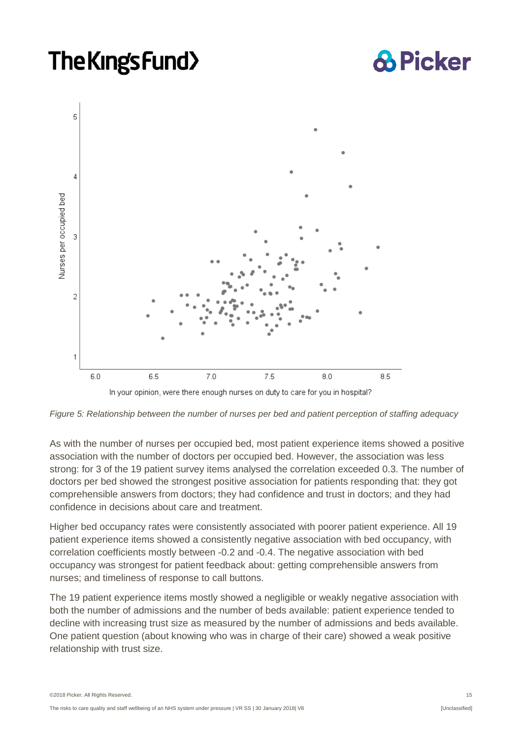*Figure 5: Relationship between the number of nurses per bed and patient perception of staffing adequacy*

As with the number of nurses per occupied bed, most patient experience items showed a positive association with the number of doctors per occupied bed. However, the association was less strong: for 3 of the 19 patient survey items analysed the correlation exceeded 0.3. The number of doctors per bed showed the strongest positive association for patients responding that: they got comprehensible answers from doctors; they had confidence and trust in doctors; and they had confidence in decisions about care and treatment.

Higher bed occupancy rates were consistently associated with poorer patient experience. All 19 patient experience items showed a consistently negative association with bed occupancy, with correlation coefficients mostly between -0.2 and -0.4. The negative association with bed occupancy was strongest for patient feedback about: getting comprehensible answers from nurses; and timeliness of response to call buttons.

The 19 patient experience items mostly showed a negligible or weakly negative association with both the number of admissions and the number of beds available: patient experience tended to decline with increasing trust size as measured by the number of admissions and beds available. One patient question (about knowing who was in charge of their care) showed a weak positive relationship with trust size.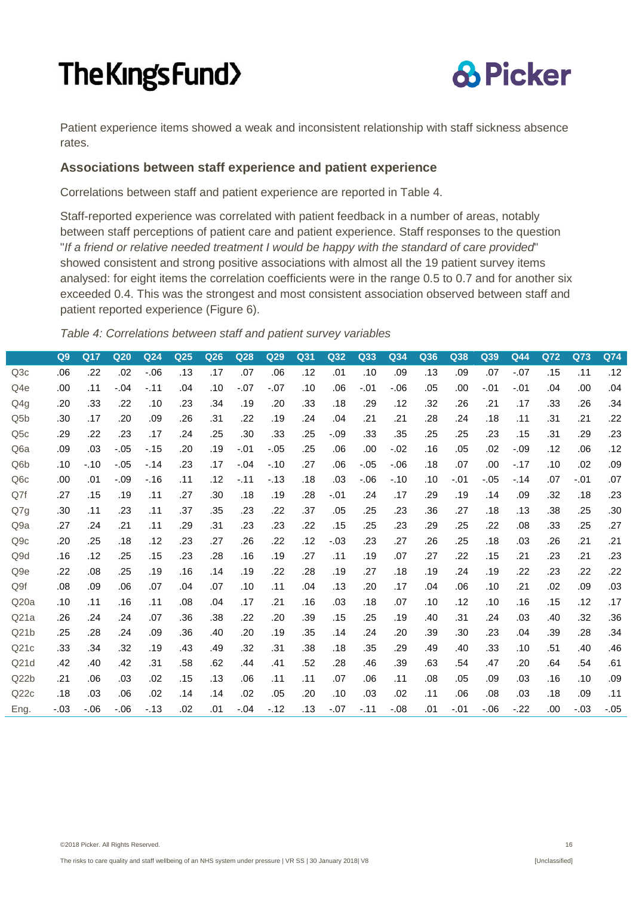Patient experience items showed a weak and inconsistent relationship with staff sickness absence rates.

### Associations between staff experience and patient experience

Correlations between staff and patient experience are reported in Table 4.

Staff-reported experience was correlated with patient feedback in a number of areas, notably between staff perceptions of patient care and patient experience. Staff responses to the question "*If a friend or relative needed treatment I would be happy with the standard of care provided*" showed consistent and strong positive associations with almost all the 19 patient survey items analysed: for eight items the correlation coefficients were in the range 0.5 to 0.7 and for another six exceeded 0.4. This was the strongest and most consistent association observed between staff and patient reported experience (Figure 6).

*Table 4: Correlations between staff and patient survey variables*

| | Q9 | Q17 | Q20 | Q24 | Q25 | Q26 | Q28 | Q29 | Q31 | Q32 | Q33 | Q34 | Q36 | Q38 | Q39 | Q44 | Q72 | Q73 | Q74 |
|---|---|---|---|---|---|---|---|---|---|---|---|---|---|---|---|---|---|---|---|
| Q3c | .06 | .22 | .02 | -.06 | .13 | .17 | .07 | .06 | .12 | .01 | .10 | .09 | .13 | .09 | .07 | -.07 | .15 | .11 | .12 |
| Q4e | .00 | .11 | -.04 | -.11 | .04 | .10 | -.07 | -.07 | .10 | .06 | -.01 | -.06 | .05 | .00 | -.01 | -.01 | .04 | .00 | .04 |
| Q4g | .20 | .33 | .22 | .10 | .23 | .34 | .19 | .20 | .33 | .18 | .29 | .12 | .32 | .26 | .21 | .17 | .33 | .26 | .34 |
| Q5b | .30 | .17 | .20 | .09 | .26 | .31 | .22 | .19 | .24 | .04 | .21 | .21 | .28 | .24 | .18 | .11 | .31 | .21 | .22 |
| Q5c | .29 | .22 | .23 | .17 | .24 | .25 | .30 | .33 | .25 | -.09 | .33 | .35 | .25 | .25 | .23 | .15 | .31 | .29 | .23 |
| Q6a | .09 | .03 | -.05 | -.15 | .20 | .19 | -.01 | -.05 | .25 | .06 | .00 | -.02 | .16 | .05 | .02 | -.09 | .12 | .06 | .12 |
| Q6b | .10 | -.10 | -.05 | -.14 | .23 | .17 | -.04 | -.10 | .27 | .06 | -.05 | -.06 | .18 | .07 | .00 | -.17 | .10 | .02 | .09 |
| Q6c | .00 | .01 | -.09 | -.16 | .11 | .12 | -.11 | -.13 | .18 | .03 | -.06 | -.10 | .10 | -.01 | -.05 | -.14 | .07 | -.01 | .07 |
| Q7f | .27 | .15 | .19 | .11 | .27 | .30 | .18 | .19 | .28 | -.01 | .24 | .17 | .29 | .19 | .14 | .09 | .32 | .18 | .23 |
| Q7g | .30 | .11 | .23 | .11 | .37 | .35 | .23 | .22 | .37 | .05 | .25 | .23 | .36 | .27 | .18 | .13 | .38 | .25 | .30 |
| Q9a | .27 | .24 | .21 | .11 | .29 | .31 | .23 | .23 | .22 | .15 | .25 | .23 | .29 | .25 | .22 | .08 | .33 | .25 | .27 |
| Q9c | .20 | .25 | .18 | .12 | .23 | .27 | .26 | .22 | .12 | -.03 | .23 | .27 | .26 | .25 | .18 | .03 | .26 | .21 | .21 |
| Q9d | .16 | .12 | .25 | .15 | .23 | .28 | .16 | .19 | .27 | .11 | .19 | .07 | .27 | .22 | .15 | .21 | .23 | .21 | .23 |
| Q9e | .22 | .08 | .25 | .19 | .16 | .14 | .19 | .22 | .28 | .19 | .27 | .18 | .19 | .24 | .19 | .22 | .23 | .22 | .22 |
| Q9f | .08 | .09 | .06 | .07 | .04 | .07 | .10 | .11 | .04 | .13 | .20 | .17 | .04 | .06 | .10 | .21 | .02 | .09 | .03 |
| Q20a | .10 | .11 | .16 | .11 | .08 | .04 | .17 | .21 | .16 | .03 | .18 | .07 | .10 | .12 | .10 | .16 | .15 | .12 | .17 |
| Q21a | .26 | .24 | .24 | .07 | .36 | .38 | .22 | .20 | .39 | .15 | .25 | .19 | .40 | .31 | .24 | .03 | .40 | .32 | .36 |
| Q21b | .25 | .28 | .24 | .09 | .36 | .40 | .20 | .19 | .35 | .14 | .24 | .20 | .39 | .30 | .23 | .04 | .39 | .28 | .34 |
| Q21c | .33 | .34 | .32 | .19 | .43 | .49 | .32 | .31 | .38 | .18 | .35 | .29 | .49 | .40 | .33 | .10 | .51 | .40 | .46 |
| Q21d | .42 | .40 | .42 | .31 | .58 | .62 | .44 | .41 | .52 | .28 | .46 | .39 | .63 | .54 | .47 | .20 | .64 | .54 | .61 |
| Q22b | .21 | .06 | .03 | .02 | .15 | .13 | .06 | .11 | .11 | .07 | .06 | .11 | .08 | .05 | .09 | .03 | .16 | .10 | .09 |
| Q22c | .18 | .03 | .06 | .02 | .14 | .14 | .02 | .05 | .20 | .10 | .03 | .02 | .11 | .06 | .08 | .03 | .18 | .09 | .11 |
| Eng. | -.03 | -.06 | -.06 | -.13 | .02 | .01 | -.04 | -.12 | .13 | -.07 | -.11 | -.08 | .01 | -.01 | -.06 | -.22 | .00 | -.03 | -.05 |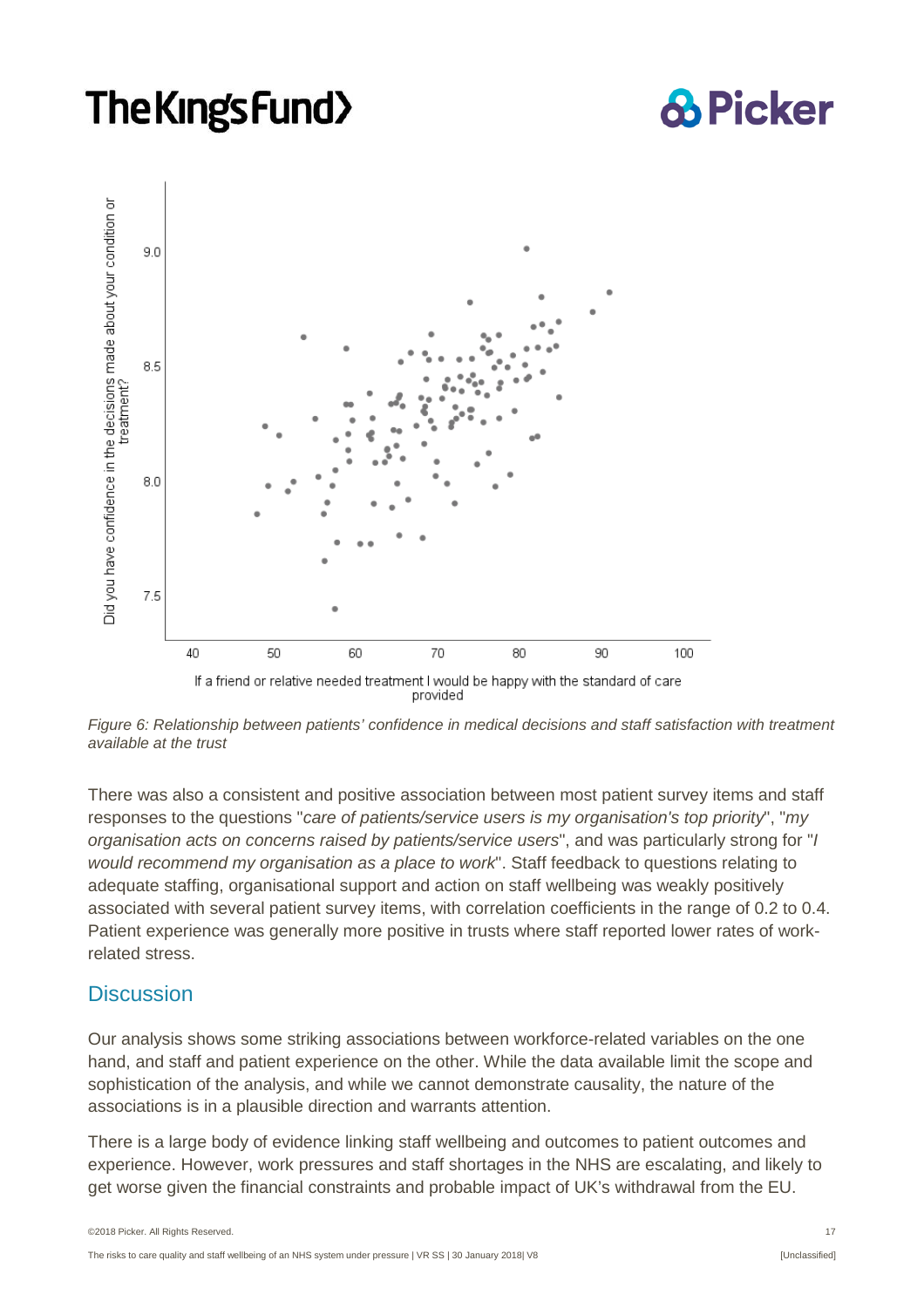Figure 6: *Relationship between patients' confidence in medical decisions and staff satisfaction with treatment available at the trust*

There was also a consistent and positive association between most patient survey items and staff responses to the questions "*care of patients/service users is my organisation's top priority*", "*my organisation acts on concerns raised by patients/service users*", and was particularly strong for "*I would recommend my organisation as a place to work*". Staff feedback to questions relating to adequate staffing, organisational support and action on staff wellbeing was weakly positively associated with several patient survey items, with correlation coefficients in the range of 0.2 to 0.4. Patient experience was generally more positive in trusts where staff reported lower rates of work-related stress.

## Discussion

Our analysis shows some striking associations between workforce-related variables on the one hand, and staff and patient experience on the other. While the data available limit the scope and sophistication of the analysis, and while we cannot demonstrate causality, the nature of the associations is in a plausible direction and warrants attention.

There is a large body of evidence linking staff wellbeing and outcomes to patient outcomes and experience. However, work pressures and staff shortages in the NHS are escalating, and likely to get worse given the financial constraints and probable impact of UK's withdrawal from the EU.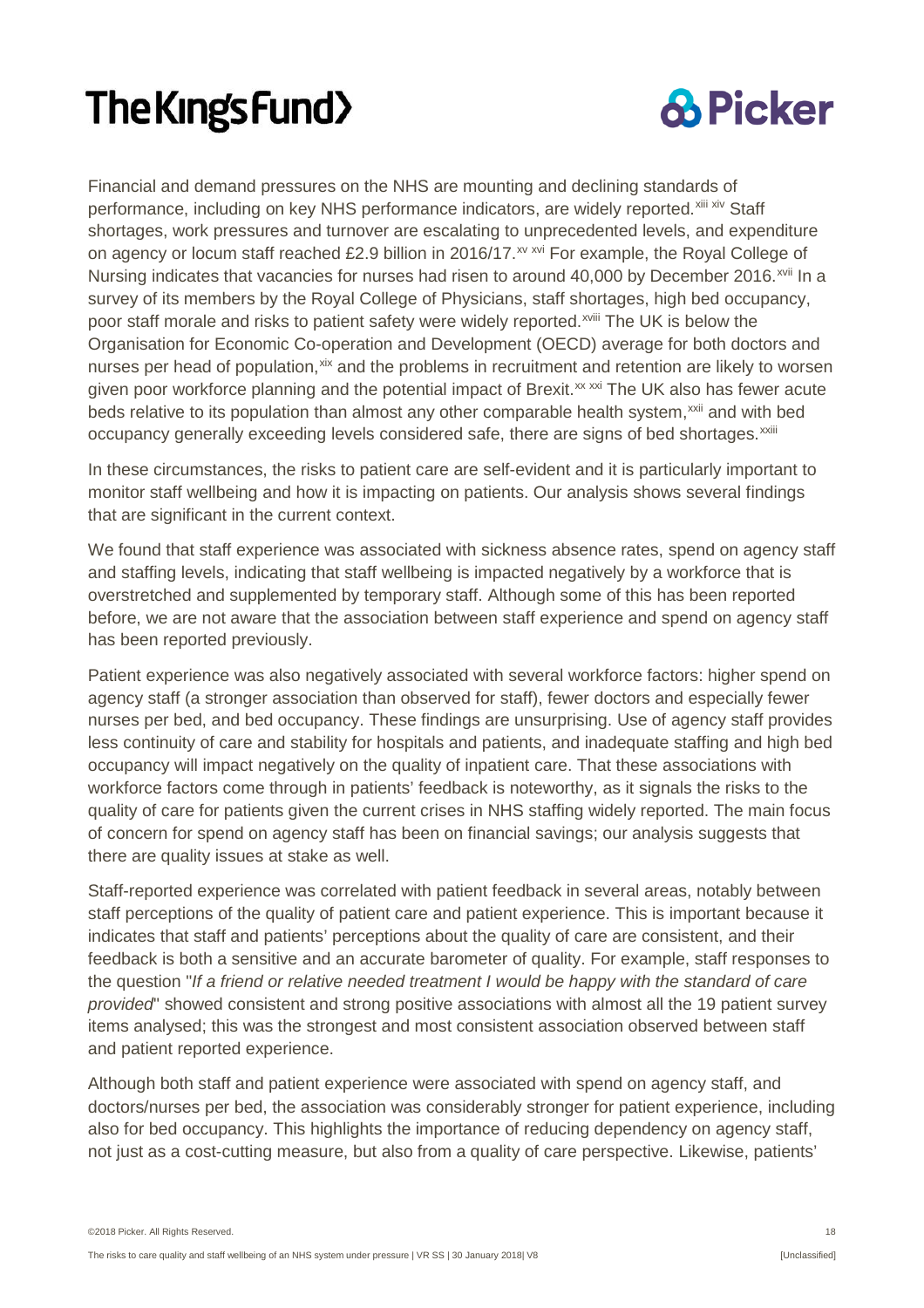Financial and demand pressures on the NHS are mounting and declining standards of performance, including on key NHS performance indicators, are widely reported.[xiii xiv] Staff shortages, work pressures and turnover are escalating to unprecedented levels, and expenditure on agency or locum staff reached £2.9 billion in 2016/17.[xv xvi] For example, the Royal College of Nursing indicates that vacancies for nurses had risen to around 40,000 by December 2016.[xvii] In a survey of its members by the Royal College of Physicians, staff shortages, high bed occupancy, poor staff morale and risks to patient safety were widely reported.[xviii] The UK is below the Organisation for Economic Co-operation and Development (OECD) average for both doctors and nurses per head of population,[xix] and the problems in recruitment and retention are likely to worsen given poor workforce planning and the potential impact of Brexit.[xx xxi] The UK also has fewer acute beds relative to its population than almost any other comparable health system,[xxii] and with bed occupancy generally exceeding levels considered safe, there are signs of bed shortages.[xxiii]

In these circumstances, the risks to patient care are self-evident and it is particularly important to monitor staff wellbeing and how it is impacting on patients. Our analysis shows several findings that are significant in the current context.

We found that staff experience was associated with sickness absence rates, spend on agency staff and staffing levels, indicating that staff wellbeing is impacted negatively by a workforce that is overstretched and supplemented by temporary staff. Although some of this has been reported before, we are not aware that the association between staff experience and spend on agency staff has been reported previously.

Patient experience was also negatively associated with several workforce factors: higher spend on agency staff (a stronger association than observed for staff), fewer doctors and especially fewer nurses per bed, and bed occupancy. These findings are unsurprising. Use of agency staff provides less continuity of care and stability for hospitals and patients, and inadequate staffing and high bed occupancy will impact negatively on the quality of inpatient care. That these associations with workforce factors come through in patients' feedback is noteworthy, as it signals the risks to the quality of care for patients given the current crises in NHS staffing widely reported. The main focus of concern for spend on agency staff has been on financial savings; our analysis suggests that there are quality issues at stake as well.

Staff-reported experience was correlated with patient feedback in several areas, notably between staff perceptions of the quality of patient care and patient experience. This is important because it indicates that staff and patients' perceptions about the quality of care are consistent, and their feedback is both a sensitive and an accurate barometer of quality. For example, staff responses to the question "*If a friend or relative needed treatment I would be happy with the standard of care provided*" showed consistent and strong positive associations with almost all the 19 patient survey items analysed; this was the strongest and most consistent association observed between staff and patient reported experience.

Although both staff and patient experience were associated with spend on agency staff, and doctors/nurses per bed, the association was considerably stronger for patient experience, including also for bed occupancy. This highlights the importance of reducing dependency on agency staff, not just as a cost-cutting measure, but also from a quality of care perspective. Likewise, patients'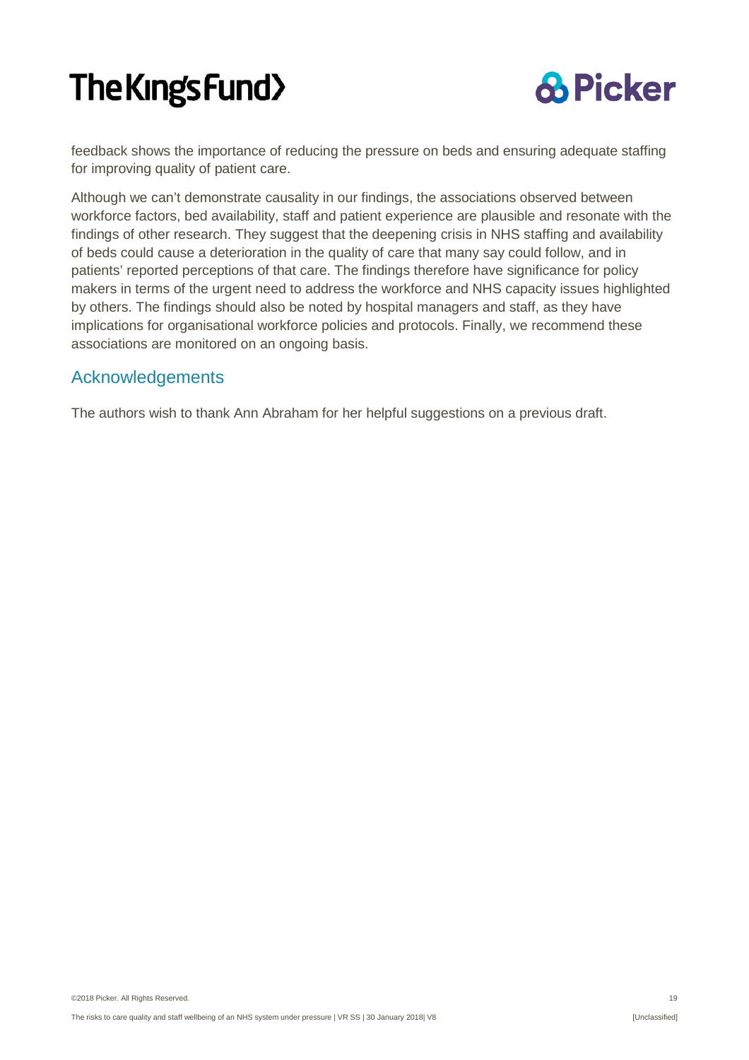feedback shows the importance of reducing the pressure on beds and ensuring adequate staffing for improving quality of patient care.

Although we can't demonstrate causality in our findings, the associations observed between workforce factors, bed availability, staff and patient experience are plausible and resonate with the findings of other research. They suggest that the deepening crisis in NHS staffing and availability of beds could cause a deterioration in the quality of care that many say could follow, and in patients' reported perceptions of that care. The findings therefore have significance for policy makers in terms of the urgent need to address the workforce and NHS capacity issues highlighted by others. The findings should also be noted by hospital managers and staff, as they have implications for organisational workforce policies and protocols. Finally, we recommend these associations are monitored on an ongoing basis.

## Acknowledgements

The authors wish to thank Ann Abraham for her helpful suggestions on a previous draft.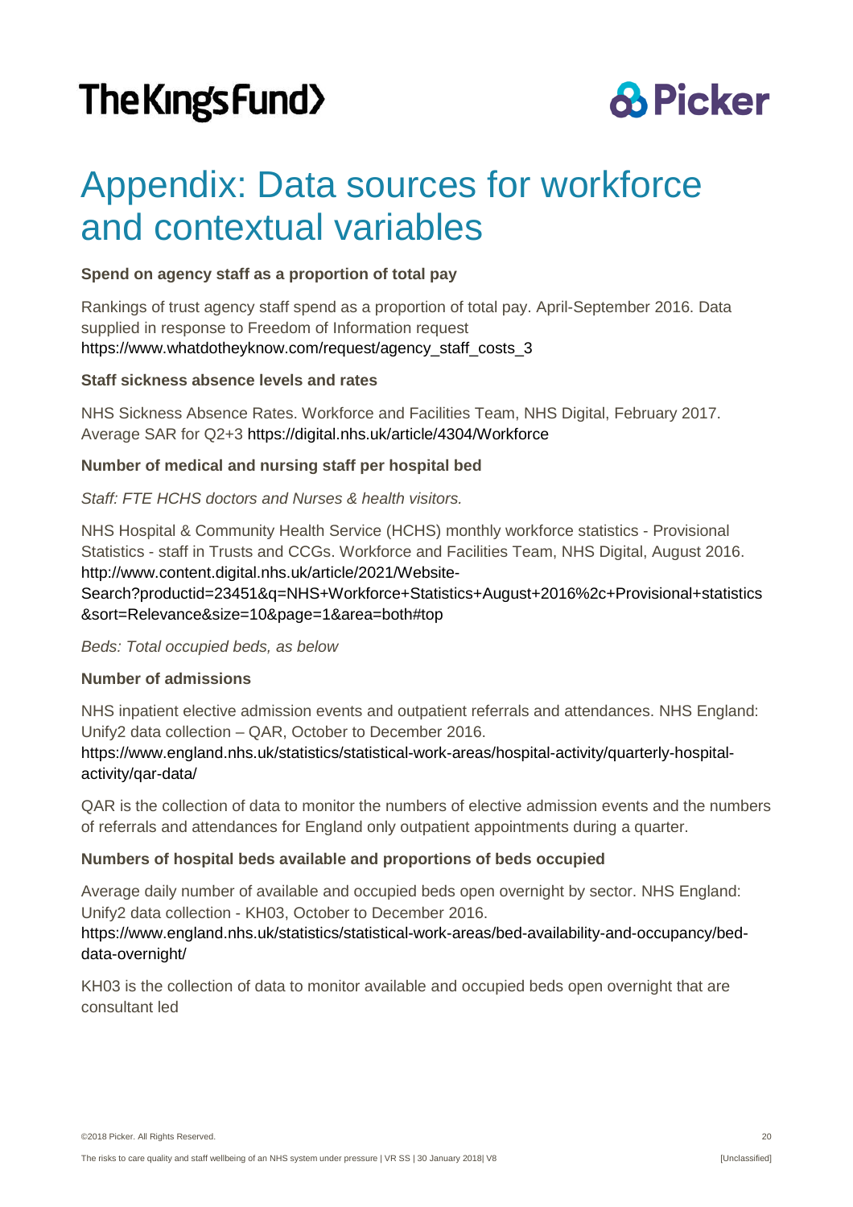# Appendix: Data sources for workforce and contextual variables

**Spend on agency staff as a proportion of total pay**

Rankings of trust agency staff spend as a proportion of total pay. April-September 2016. Data supplied in response to Freedom of Information request https://www.whatdotheyknow.com/request/agency_staff_costs_3

**Staff sickness absence levels and rates**

NHS Sickness Absence Rates. Workforce and Facilities Team, NHS Digital, February 2017. Average SAR for Q2+3 https://digital.nhs.uk/article/4304/Workforce

**Number of medical and nursing staff per hospital bed**

*Staff: FTE HCHS doctors and Nurses & health visitors.*

NHS Hospital & Community Health Service (HCHS) monthly workforce statistics - Provisional Statistics - staff in Trusts and CCGs. Workforce and Facilities Team, NHS Digital, August 2016. http://www.content.digital.nhs.uk/article/2021/Website-Search?productid=23451&q=NHS+Workforce+Statistics+August+2016%2c+Provisional+statistics&sort=Relevance&size=10&page=1&area=both#top

*Beds: Total occupied beds, as below*

**Number of admissions**

NHS inpatient elective admission events and outpatient referrals and attendances. NHS England: Unify2 data collection – QAR, October to December 2016. https://www.england.nhs.uk/statistics/statistical-work-areas/hospital-activity/quarterly-hospital-activity/qar-data/

QAR is the collection of data to monitor the numbers of elective admission events and the numbers of referrals and attendances for England only outpatient appointments during a quarter.

**Numbers of hospital beds available and proportions of beds occupied**

Average daily number of available and occupied beds open overnight by sector. NHS England: Unify2 data collection - KH03, October to December 2016. https://www.england.nhs.uk/statistics/statistical-work-areas/bed-availability-and-occupancy/bed-data-overnight/

KH03 is the collection of data to monitor available and occupied beds open overnight that are consultant led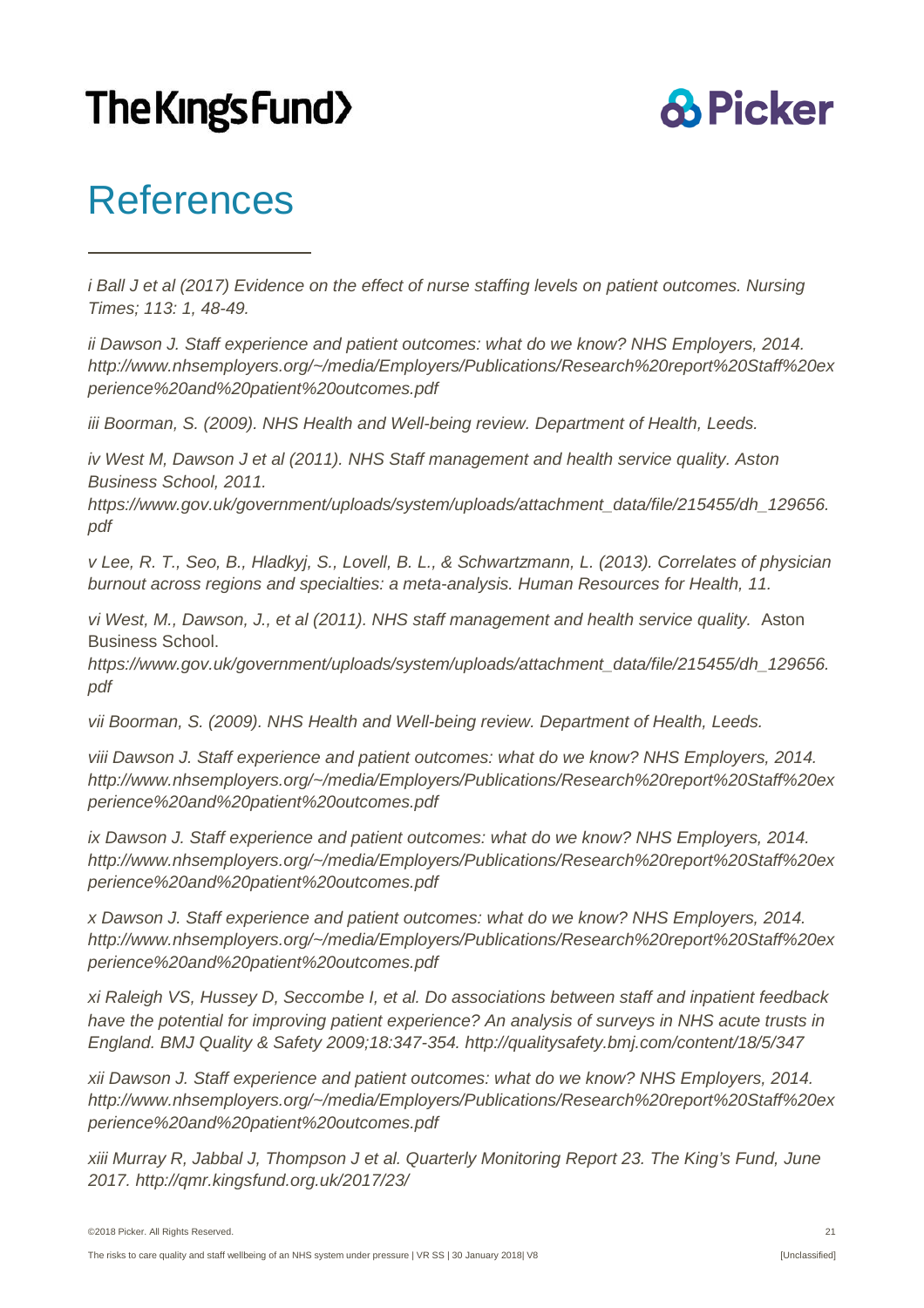# References

*i Ball J et al (2017) Evidence on the effect of nurse staffing levels on patient outcomes. Nursing Times; 113: 1, 48-49.*

*ii Dawson J. Staff experience and patient outcomes: what do we know? NHS Employers, 2014. http://www.nhsemployers.org/~/media/Employers/Publications/Research%20report%20Staff%20experience%20and%20patient%20outcomes.pdf*

*iii Boorman, S. (2009). NHS Health and Well-being review. Department of Health, Leeds.*

*iv West M, Dawson J et al (2011). NHS Staff management and health service quality. Aston Business School, 2011. https://www.gov.uk/government/uploads/system/uploads/attachment_data/file/215455/dh_129656.pdf*

*v Lee, R. T., Seo, B., Hladkyj, S., Lovell, B. L., & Schwartzmann, L. (2013). Correlates of physician burnout across regions and specialties: a meta-analysis. Human Resources for Health, 11.*

*vi West, M., Dawson, J., et al (2011). NHS staff management and health service quality.* Aston Business School. *https://www.gov.uk/government/uploads/system/uploads/attachment_data/file/215455/dh_129656.pdf*

*vii Boorman, S. (2009). NHS Health and Well-being review. Department of Health, Leeds.*

*viii Dawson J. Staff experience and patient outcomes: what do we know? NHS Employers, 2014. http://www.nhsemployers.org/~/media/Employers/Publications/Research%20report%20Staff%20experience%20and%20patient%20outcomes.pdf*

*ix Dawson J. Staff experience and patient outcomes: what do we know? NHS Employers, 2014. http://www.nhsemployers.org/~/media/Employers/Publications/Research%20report%20Staff%20experience%20and%20patient%20outcomes.pdf*

*x Dawson J. Staff experience and patient outcomes: what do we know? NHS Employers, 2014. http://www.nhsemployers.org/~/media/Employers/Publications/Research%20report%20Staff%20experience%20and%20patient%20outcomes.pdf*

*xi Raleigh VS, Hussey D, Seccombe I, et al. Do associations between staff and inpatient feedback have the potential for improving patient experience? An analysis of surveys in NHS acute trusts in England. BMJ Quality & Safety 2009;18:347-354. http://qualitysafety.bmj.com/content/18/5/347*

*xii Dawson J. Staff experience and patient outcomes: what do we know? NHS Employers, 2014. http://www.nhsemployers.org/~/media/Employers/Publications/Research%20report%20Staff%20experience%20and%20patient%20outcomes.pdf*

*xiii Murray R, Jabbal J, Thompson J et al. Quarterly Monitoring Report 23. The King's Fund, June 2017. http://qmr.kingsfund.org.uk/2017/23/*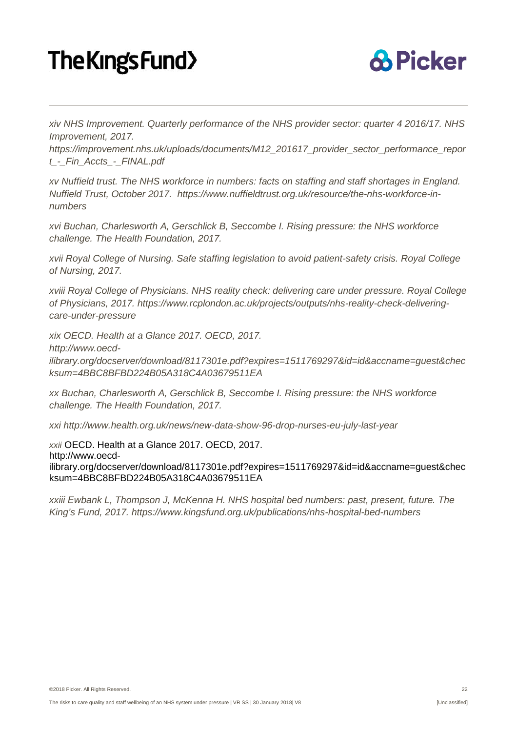*xiv NHS Improvement. Quarterly performance of the NHS provider sector: quarter 4 2016/17. NHS Improvement, 2017. https://improvement.nhs.uk/uploads/documents/M12_201617_provider_sector_performance_report_-_Fin_Accts_-_FINAL.pdf*

*xv Nuffield trust. The NHS workforce in numbers: facts on staffing and staff shortages in England. Nuffield Trust, October 2017. https://www.nuffieldtrust.org.uk/resource/the-nhs-workforce-in-numbers*

*xvi Buchan, Charlesworth A, Gerschlick B, Seccombe I. Rising pressure: the NHS workforce challenge. The Health Foundation, 2017.*

*xvii Royal College of Nursing. Safe staffing legislation to avoid patient-safety crisis. Royal College of Nursing, 2017.*

*xviii Royal College of Physicians. NHS reality check: delivering care under pressure. Royal College of Physicians, 2017. https://www.rcplondon.ac.uk/projects/outputs/nhs-reality-check-delivering-care-under-pressure*

*xix OECD. Health at a Glance 2017. OECD, 2017. http://www.oecd-ilibrary.org/docserver/download/8117301e.pdf?expires=1511769297&id=id&accname=guest&checksum=4BBC8BFBD224B05A318C4A03679511EA*

*xx Buchan, Charlesworth A, Gerschlick B, Seccombe I. Rising pressure: the NHS workforce challenge. The Health Foundation, 2017.*

*xxi http://www.health.org.uk/news/new-data-show-96-drop-nurses-eu-july-last-year*

*xxii* OECD. Health at a Glance 2017. OECD, 2017. http://www.oecd-ilibrary.org/docserver/download/8117301e.pdf?expires=1511769297&id=id&accname=guest&checksum=4BBC8BFBD224B05A318C4A03679511EA

*xxiii Ewbank L, Thompson J, McKenna H. NHS hospital bed numbers: past, present, future. The King's Fund, 2017. https://www.kingsfund.org.uk/publications/nhs-hospital-bed-numbers*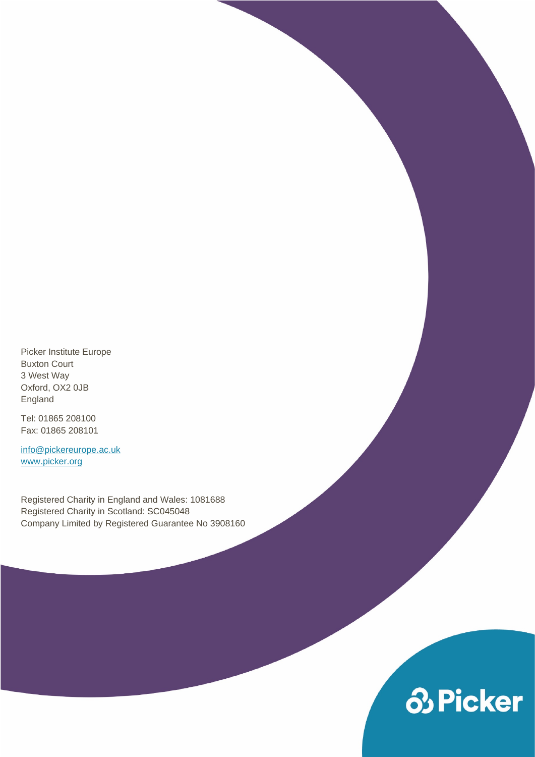Picker Institute Europe
Buxton Court
3 West Way
Oxford, OX2 0JB
England

Tel: 01865 208100
Fax: 01865 208101

info@pickereurope.ac.uk
www.picker.org

Registered Charity in England and Wales: 1081688
Registered Charity in Scotland: SC045048
Company Limited by Registered Guarantee No 3908160

Picker